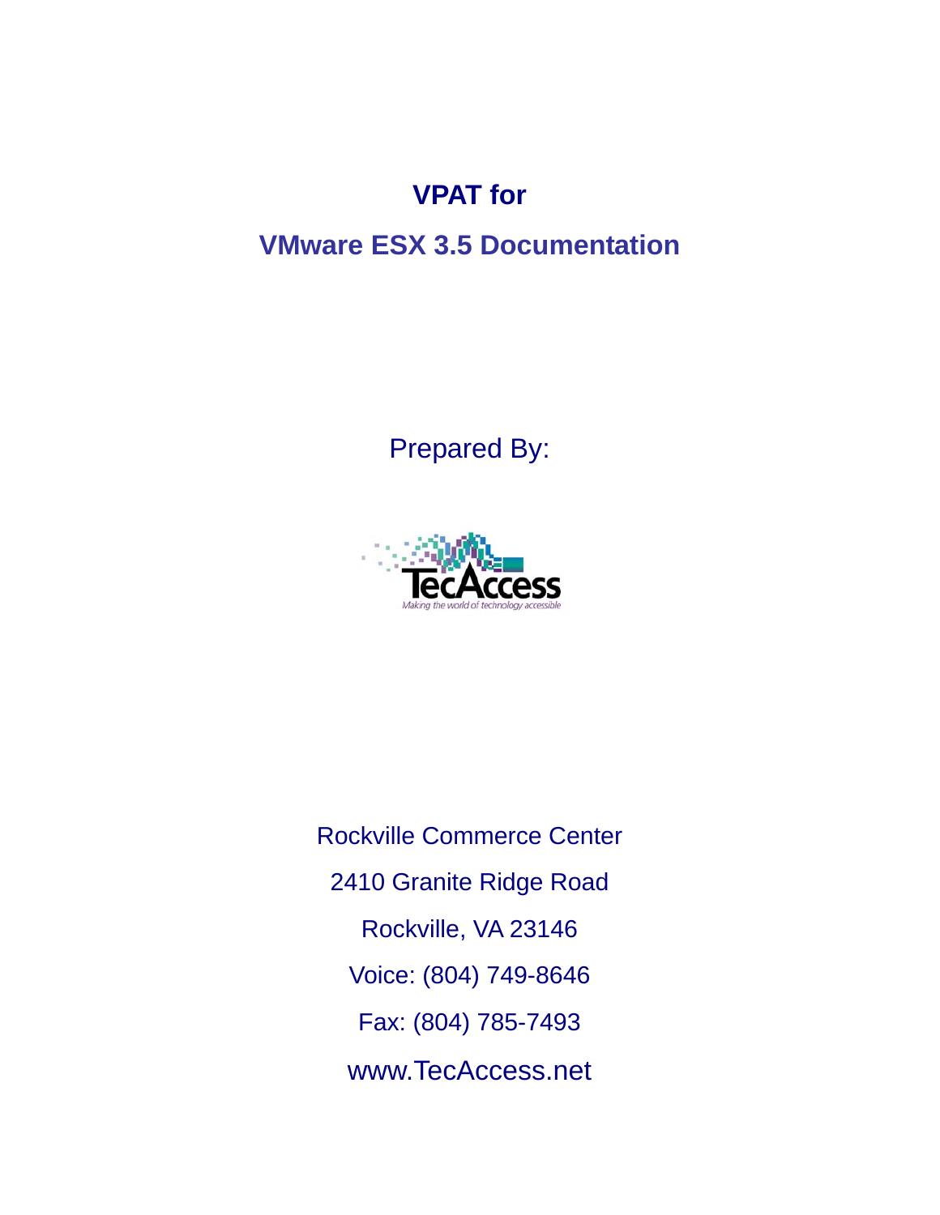# VPAT for

## VMware ESX 3.5 Documentation

Prepared By:

TecAccess

*Making the world of technology accessible*

Rockville Commerce Center

2410 Granite Ridge Road

Rockville, VA 23146

Voice: (804) 749-8646

Fax: (804) 785-7493

www.TecAccess.net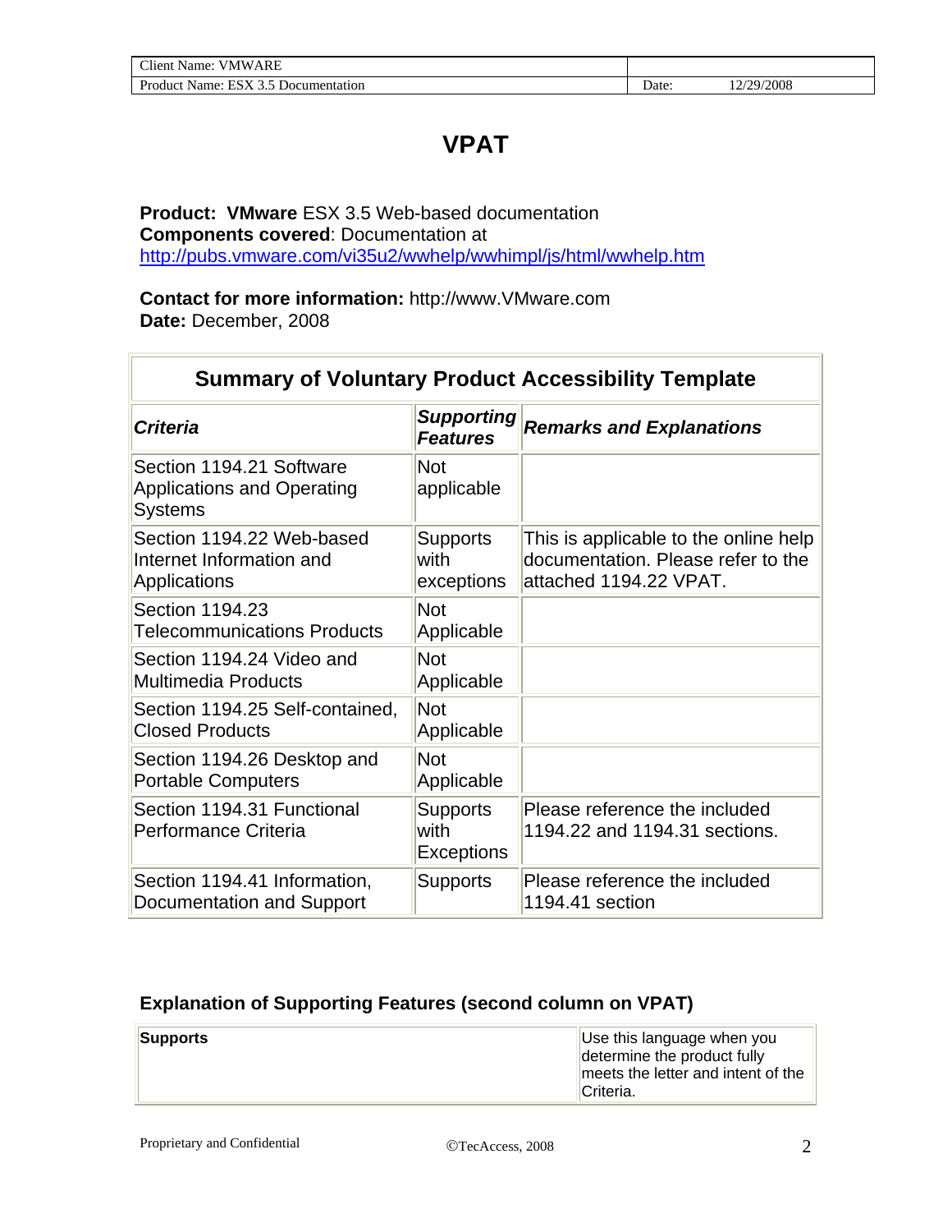# VPAT

**Product: VMware** ESX 3.5 Web-based documentation
**Components covered**: Documentation at
http://pubs.vmware.com/vi35u2/wwhelp/wwhimpl/js/html/wwhelp.htm

**Contact for more information:** http://www.VMware.com
**Date:** December, 2008

| Summary of Voluntary Product Accessibility Template | | |
|---|---|---|
| ***Criteria*** | ***Supporting Features*** | ***Remarks and Explanations*** |
| Section 1194.21 Software Applications and Operating Systems | Not applicable | |
| Section 1194.22 Web-based Internet Information and Applications | Supports with exceptions | This is applicable to the online help documentation. Please refer to the attached 1194.22 VPAT. |
| Section 1194.23 Telecommunications Products | Not Applicable | |
| Section 1194.24 Video and Multimedia Products | Not Applicable | |
| Section 1194.25 Self-contained, Closed Products | Not Applicable | |
| Section 1194.26 Desktop and Portable Computers | Not Applicable | |
| Section 1194.31 Functional Performance Criteria | Supports with Exceptions | Please reference the included 1194.22 and 1194.31 sections. |
| Section 1194.41 Information, Documentation and Support | Supports | Please reference the included 1194.41 section |

### Explanation of Supporting Features (second column on VPAT)

| | |
|---|---|
| **Supports** | Use this language when you determine the product fully meets the letter and intent of the Criteria. |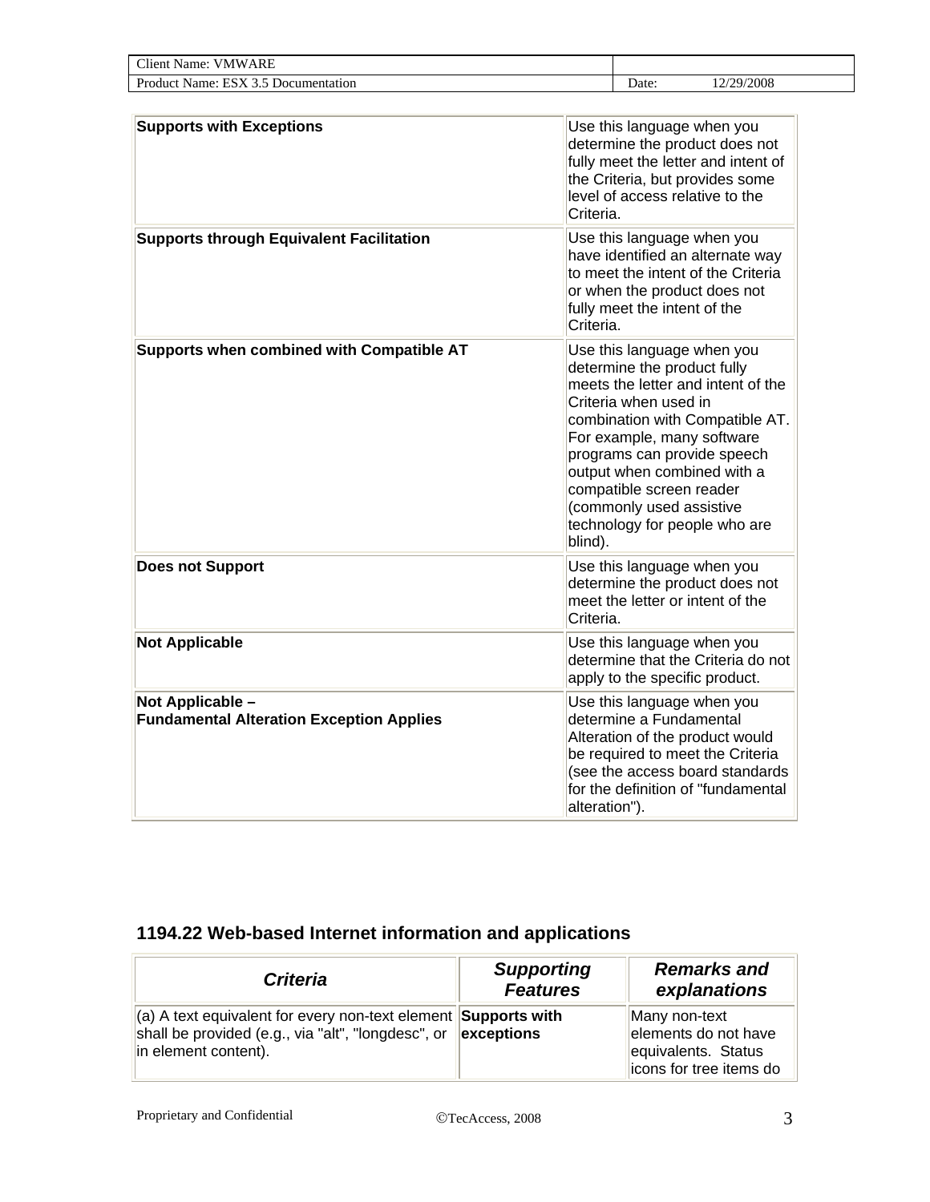| | |
|---|---|
| **Supports with Exceptions** | Use this language when you determine the product does not fully meet the letter and intent of the Criteria, but provides some level of access relative to the Criteria. |
| **Supports through Equivalent Facilitation** | Use this language when you have identified an alternate way to meet the intent of the Criteria or when the product does not fully meet the intent of the Criteria. |
| **Supports when combined with Compatible AT** | Use this language when you determine the product fully meets the letter and intent of the Criteria when used in combination with Compatible AT. For example, many software programs can provide speech output when combined with a compatible screen reader (commonly used assistive technology for people who are blind). |
| **Does not Support** | Use this language when you determine the product does not meet the letter or intent of the Criteria. |
| **Not Applicable** | Use this language when you determine that the Criteria do not apply to the specific product. |
| **Not Applicable – Fundamental Alteration Exception Applies** | Use this language when you determine a Fundamental Alteration of the product would be required to meet the Criteria (see the access board standards for the definition of "fundamental alteration"). |

## 1194.22 Web-based Internet information and applications

| ***Criteria*** | ***Supporting Features*** | ***Remarks and explanations*** |
|---|---|---|
| (a) A text equivalent for every non-text element shall be provided (e.g., via "alt", "longdesc", or in element content). | **Supports with exceptions** | Many non-text elements do not have equivalents. Status icons for tree items do |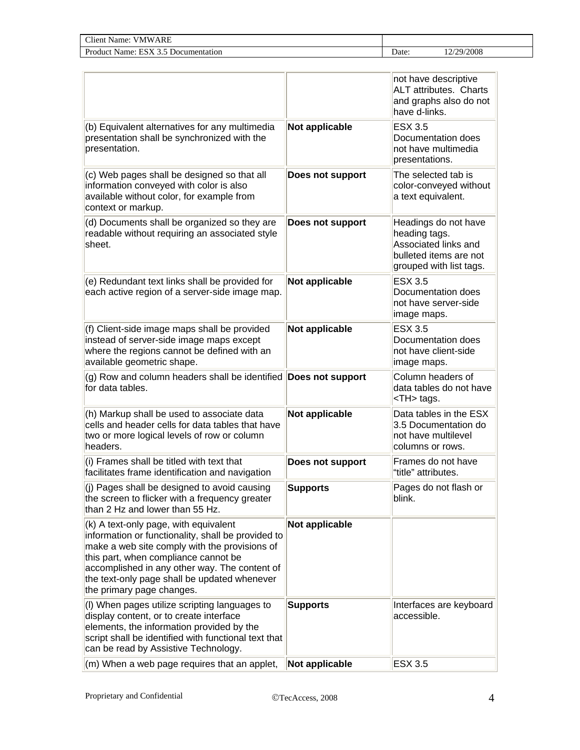| | | |
|---|---|---|
| | | not have descriptive ALT attributes. Charts and graphs also do not have d-links. |
| (b) Equivalent alternatives for any multimedia presentation shall be synchronized with the presentation. | **Not applicable** | ESX 3.5 Documentation does not have multimedia presentations. |
| (c) Web pages shall be designed so that all information conveyed with color is also available without color, for example from context or markup. | **Does not support** | The selected tab is color-conveyed without a text equivalent. |
| (d) Documents shall be organized so they are readable without requiring an associated style sheet. | **Does not support** | Headings do not have heading tags. Associated links and bulleted items are not grouped with list tags. |
| (e) Redundant text links shall be provided for each active region of a server-side image map. | **Not applicable** | ESX 3.5 Documentation does not have server-side image maps. |
| (f) Client-side image maps shall be provided instead of server-side image maps except where the regions cannot be defined with an available geometric shape. | **Not applicable** | ESX 3.5 Documentation does not have client-side image maps. |
| (g) Row and column headers shall be identified for data tables. | **Does not support** | Column headers of data tables do not have <TH> tags. |
| (h) Markup shall be used to associate data cells and header cells for data tables that have two or more logical levels of row or column headers. | **Not applicable** | Data tables in the ESX 3.5 Documentation do not have multilevel columns or rows. |
| (i) Frames shall be titled with text that facilitates frame identification and navigation | **Does not support** | Frames do not have "title" attributes. |
| (j) Pages shall be designed to avoid causing the screen to flicker with a frequency greater than 2 Hz and lower than 55 Hz. | **Supports** | Pages do not flash or blink. |
| (k) A text-only page, with equivalent information or functionality, shall be provided to make a web site comply with the provisions of this part, when compliance cannot be accomplished in any other way. The content of the text-only page shall be updated whenever the primary page changes. | **Not applicable** | |
| (l) When pages utilize scripting languages to display content, or to create interface elements, the information provided by the script shall be identified with functional text that can be read by Assistive Technology. | **Supports** | Interfaces are keyboard accessible. |
| (m) When a web page requires that an applet, | **Not applicable** | ESX 3.5 |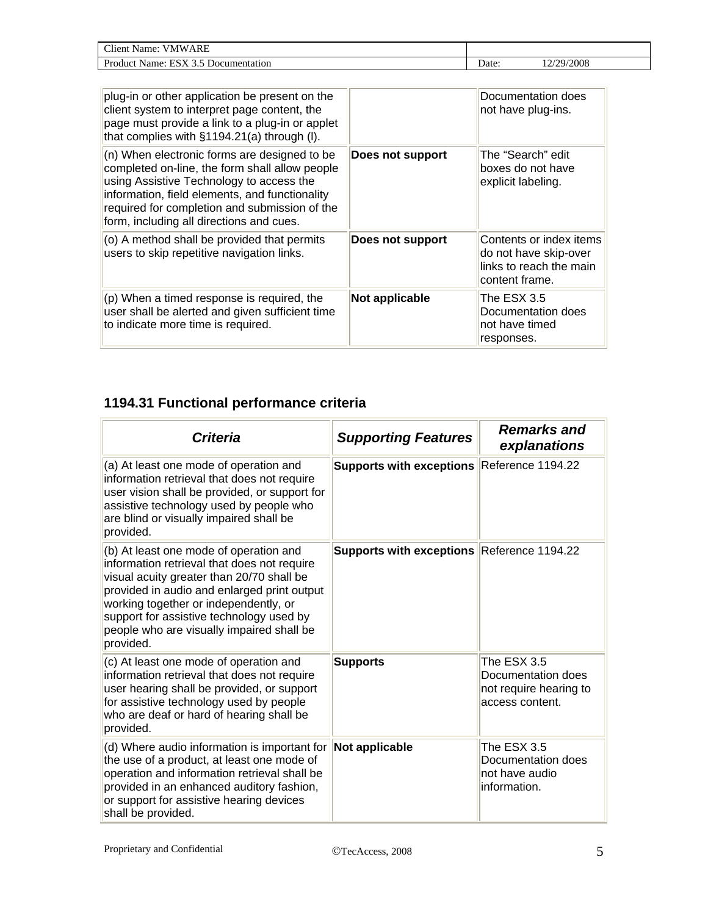| | | |
|---|---|---|
| plug-in or other application be present on the client system to interpret page content, the page must provide a link to a plug-in or applet that complies with §1194.21(a) through (l). | | Documentation does not have plug-ins. |
| (n) When electronic forms are designed to be completed on-line, the form shall allow people using Assistive Technology to access the information, field elements, and functionality required for completion and submission of the form, including all directions and cues. | **Does not support** | The "Search" edit boxes do not have explicit labeling. |
| (o) A method shall be provided that permits users to skip repetitive navigation links. | **Does not support** | Contents or index items do not have skip-over links to reach the main content frame. |
| (p) When a timed response is required, the user shall be alerted and given sufficient time to indicate more time is required. | **Not applicable** | The ESX 3.5 Documentation does not have timed responses. |

## 1194.31 Functional performance criteria

| *Criteria* | *Supporting Features* | *Remarks and explanations* |
|---|---|---|
| (a) At least one mode of operation and information retrieval that does not require user vision shall be provided, or support for assistive technology used by people who are blind or visually impaired shall be provided. | **Supports with exceptions** | Reference 1194.22 |
| (b) At least one mode of operation and information retrieval that does not require visual acuity greater than 20/70 shall be provided in audio and enlarged print output working together or independently, or support for assistive technology used by people who are visually impaired shall be provided. | **Supports with exceptions** | Reference 1194.22 |
| (c) At least one mode of operation and information retrieval that does not require user hearing shall be provided, or support for assistive technology used by people who are deaf or hard of hearing shall be provided. | **Supports** | The ESX 3.5 Documentation does not require hearing to access content. |
| (d) Where audio information is important for the use of a product, at least one mode of operation and information retrieval shall be provided in an enhanced auditory fashion, or support for assistive hearing devices shall be provided. | **Not applicable** | The ESX 3.5 Documentation does not have audio information. |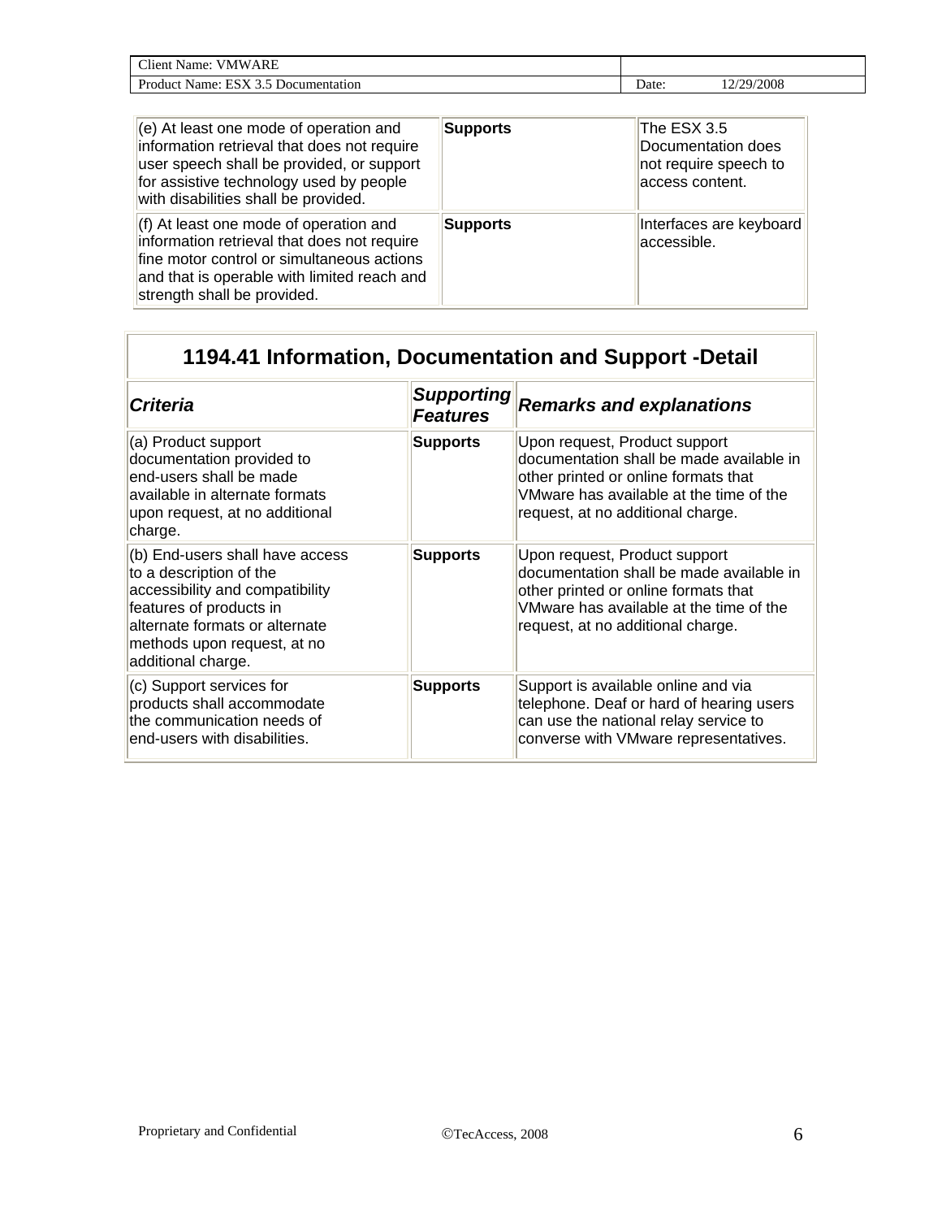| | | |
|---|---|---|
| (e) At least one mode of operation and information retrieval that does not require user speech shall be provided, or support for assistive technology used by people with disabilities shall be provided. | **Supports** | The ESX 3.5 Documentation does not require speech to access content. |
| (f) At least one mode of operation and information retrieval that does not require fine motor control or simultaneous actions and that is operable with limited reach and strength shall be provided. | **Supports** | Interfaces are keyboard accessible. |

## 1194.41 Information, Documentation and Support -Detail

| ***Criteria*** | ***Supporting Features*** | ***Remarks and explanations*** |
|---|---|---|
| (a) Product support documentation provided to end-users shall be made available in alternate formats upon request, at no additional charge. | **Supports** | Upon request, Product support documentation shall be made available in other printed or online formats that VMware has available at the time of the request, at no additional charge. |
| (b) End-users shall have access to a description of the accessibility and compatibility features of products in alternate formats or alternate methods upon request, at no additional charge. | **Supports** | Upon request, Product support documentation shall be made available in other printed or online formats that VMware has available at the time of the request, at no additional charge. |
| (c) Support services for products shall accommodate the communication needs of end-users with disabilities. | **Supports** | Support is available online and via telephone. Deaf or hard of hearing users can use the national relay service to converse with VMware representatives. |